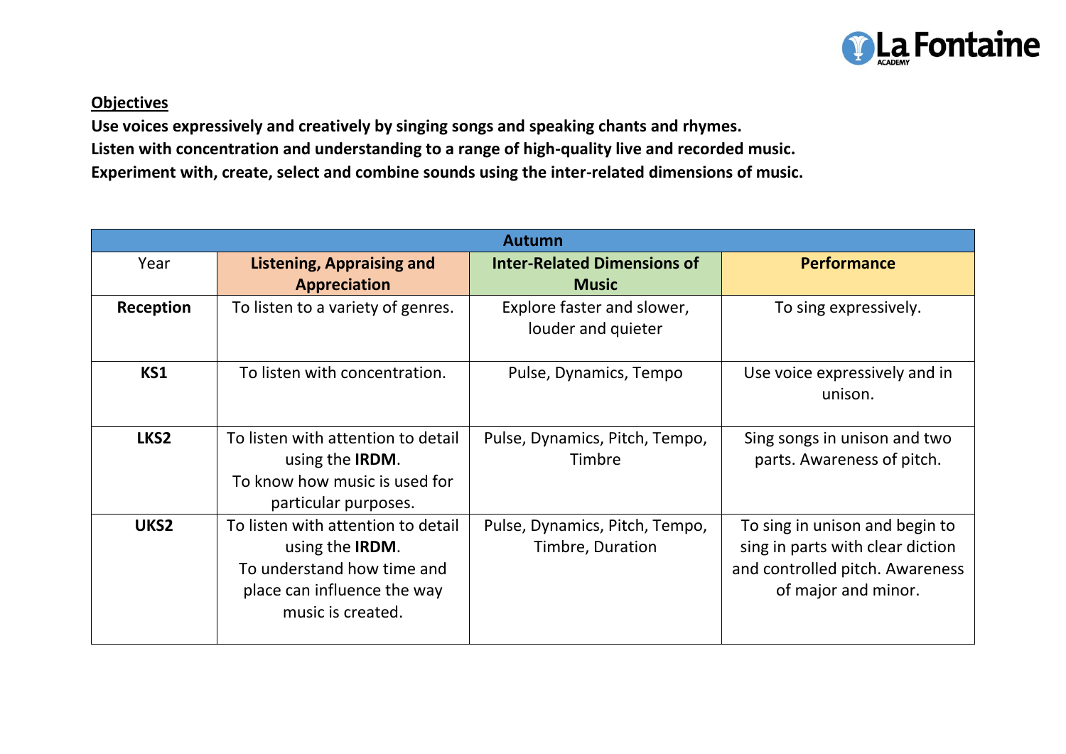**Objectives**

**Use voices expressively and creatively by singing songs and speaking chants and rhymes.**
**Listen with concentration and understanding to a range of high-quality live and recorded music.**
**Experiment with, create, select and combine sounds using the inter-related dimensions of music.**

| **Autumn** | | | |
|---|---|---|---|
| Year | **Listening, Appraising and Appreciation** | **Inter-Related Dimensions of Music** | **Performance** |
| **Reception** | To listen to a variety of genres. | Explore faster and slower, louder and quieter | To sing expressively. |
| **KS1** | To listen with concentration. | Pulse, Dynamics, Tempo | Use voice expressively and in unison. |
| **LKS2** | To listen with attention to detail using the **IRDM**.<br>To know how music is used for particular purposes. | Pulse, Dynamics, Pitch, Tempo, Timbre | Sing songs in unison and two parts. Awareness of pitch. |
| **UKS2** | To listen with attention to detail using the **IRDM**.<br>To understand how time and place can influence the way music is created. | Pulse, Dynamics, Pitch, Tempo, Timbre, Duration | To sing in unison and begin to sing in parts with clear diction and controlled pitch. Awareness of major and minor. |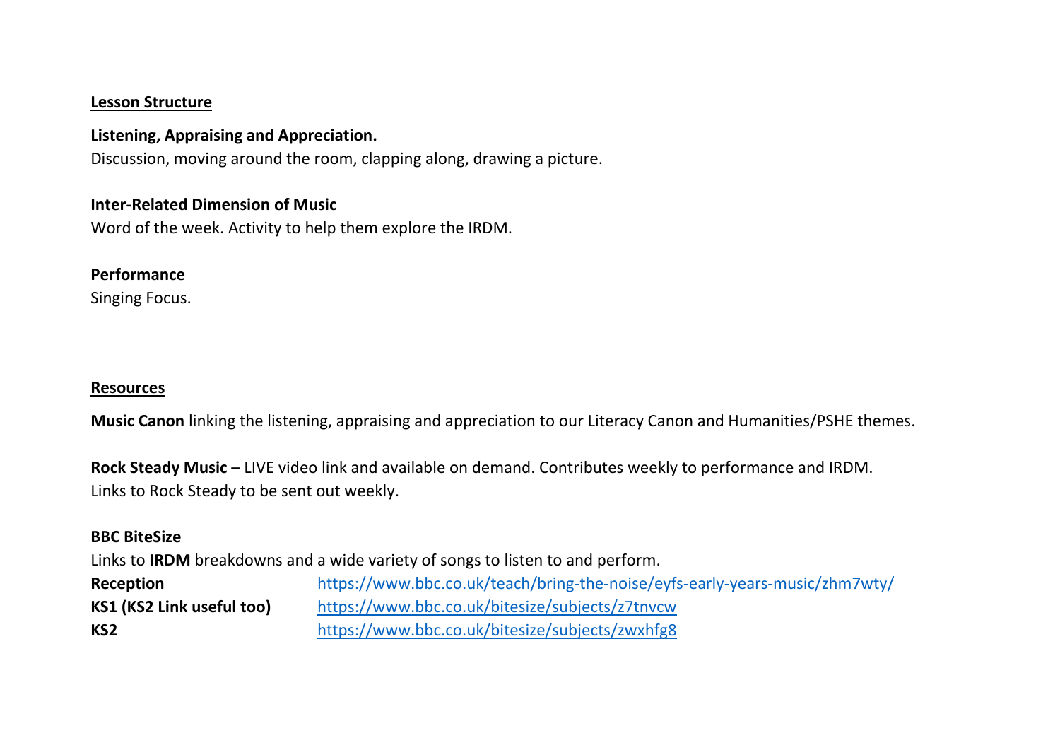**Lesson Structure**

**Listening, Appraising and Appreciation.**
Discussion, moving around the room, clapping along, drawing a picture.

**Inter-Related Dimension of Music**
Word of the week. Activity to help them explore the IRDM.

**Performance**
Singing Focus.

**Resources**

**Music Canon** linking the listening, appraising and appreciation to our Literacy Canon and Humanities/PSHE themes.

**Rock Steady Music** – LIVE video link and available on demand. Contributes weekly to performance and IRDM.
Links to Rock Steady to be sent out weekly.

**BBC BiteSize**
Links to **IRDM** breakdowns and a wide variety of songs to listen to and perform.

| | |
|---|---|
| **Reception** | https://www.bbc.co.uk/teach/bring-the-noise/eyfs-early-years-music/zhm7wty/ |
| **KS1 (KS2 Link useful too)** | https://www.bbc.co.uk/bitesize/subjects/z7tnvcw |
| **KS2** | https://www.bbc.co.uk/bitesize/subjects/zwxhfg8 |